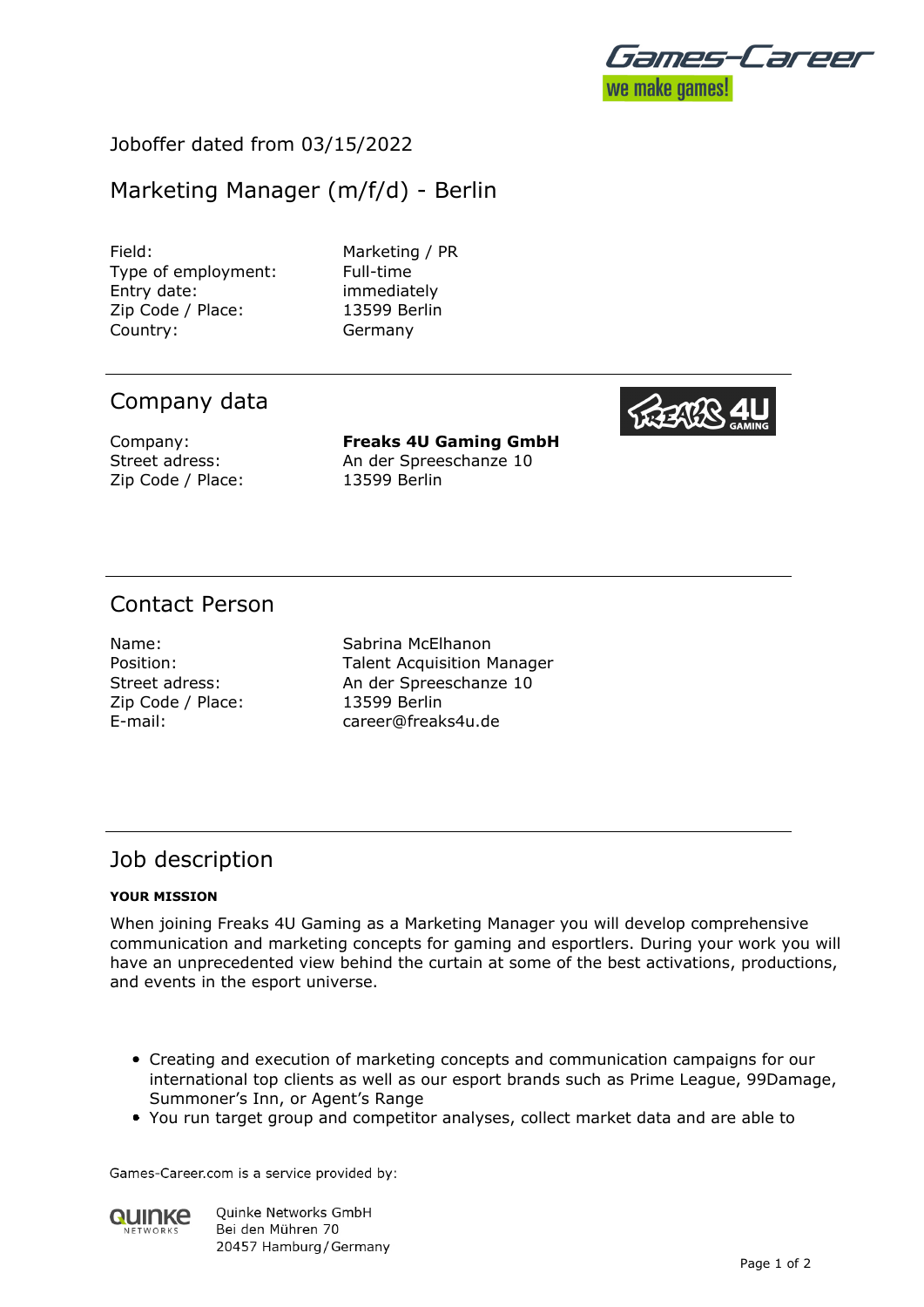Joboffer dated from 03/15/2022

# Marketing Manager (m/f/d) - Berlin

| | |
|---|---|
| Field: | Marketing / PR |
| Type of employment: | Full-time |
| Entry date: | immediately |
| Zip Code / Place: | 13599 Berlin |
| Country: | Germany |

## Company data

| | |
|---|---|
| Company: | **Freaks 4U Gaming GmbH** |
| Street adress: | An der Spreeschanze 10 |
| Zip Code / Place: | 13599 Berlin |

## Contact Person

| | |
|---|---|
| Name: | Sabrina McElhanon |
| Position: | Talent Acquisition Manager |
| Street adress: | An der Spreeschanze 10 |
| Zip Code / Place: | 13599 Berlin |
| E-mail: | career@freaks4u.de |

## Job description

**YOUR MISSION**

When joining Freaks 4U Gaming as a Marketing Manager you will develop comprehensive communication and marketing concepts for gaming and esportlers. During your work you will have an unprecedented view behind the curtain at some of the best activations, productions, and events in the esport universe.

- Creating and execution of marketing concepts and communication campaigns for our international top clients as well as our esport brands such as Prime League, 99Damage, Summoner's Inn, or Agent's Range
- You run target group and competitor analyses, collect market data and are able to

Games-Career.com is a service provided by:

Quinke Networks GmbH
Bei den Mühren 70
20457 Hamburg / Germany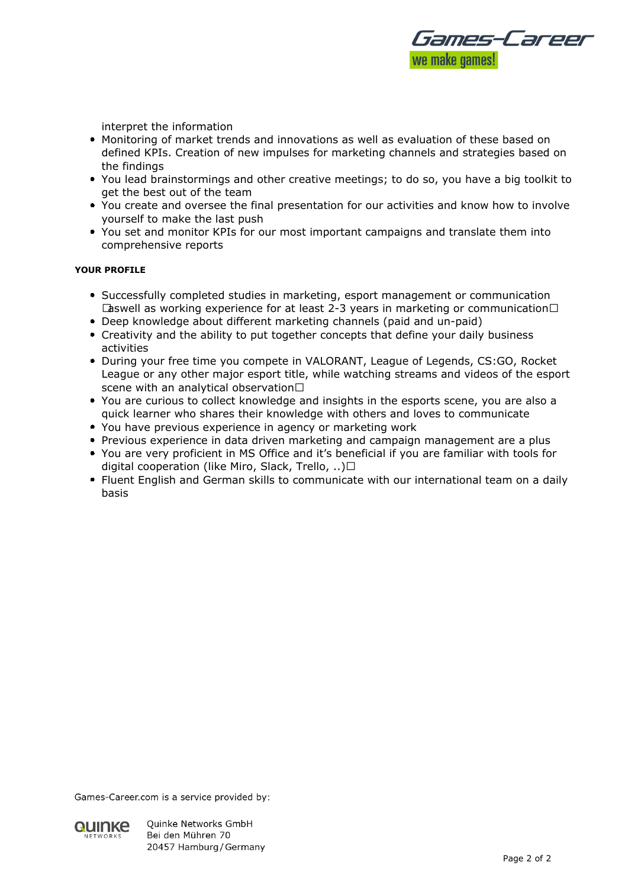interpret the information

- Monitoring of market trends and innovations as well as evaluation of these based on defined KPIs. Creation of new impulses for marketing channels and strategies based on the findings
- You lead brainstormings and other creative meetings; to do so, you have a big toolkit to get the best out of the team
- You create and oversee the final presentation for our activities and know how to involve yourself to make the last push
- You set and monitor KPIs for our most important campaigns and translate them into comprehensive reports

**YOUR PROFILE**

- Successfully completed studies in marketing, esport management or communication aswell as working experience for at least 2-3 years in marketing or communication
- Deep knowledge about different marketing channels (paid and un-paid)
- Creativity and the ability to put together concepts that define your daily business activities
- During your free time you compete in VALORANT, League of Legends, CS:GO, Rocket League or any other major esport title, while watching streams and videos of the esport scene with an analytical observation
- You are curious to collect knowledge and insights in the esports scene, you are also a quick learner who shares their knowledge with others and loves to communicate
- You have previous experience in agency or marketing work
- Previous experience in data driven marketing and campaign management are a plus
- You are very proficient in MS Office and it's beneficial if you are familiar with tools for digital cooperation (like Miro, Slack, Trello, ..)
- Fluent English and German skills to communicate with our international team on a daily basis

Games-Career.com is a service provided by:

Quinke Networks GmbH
Bei den Mühren 70
20457 Hamburg / Germany